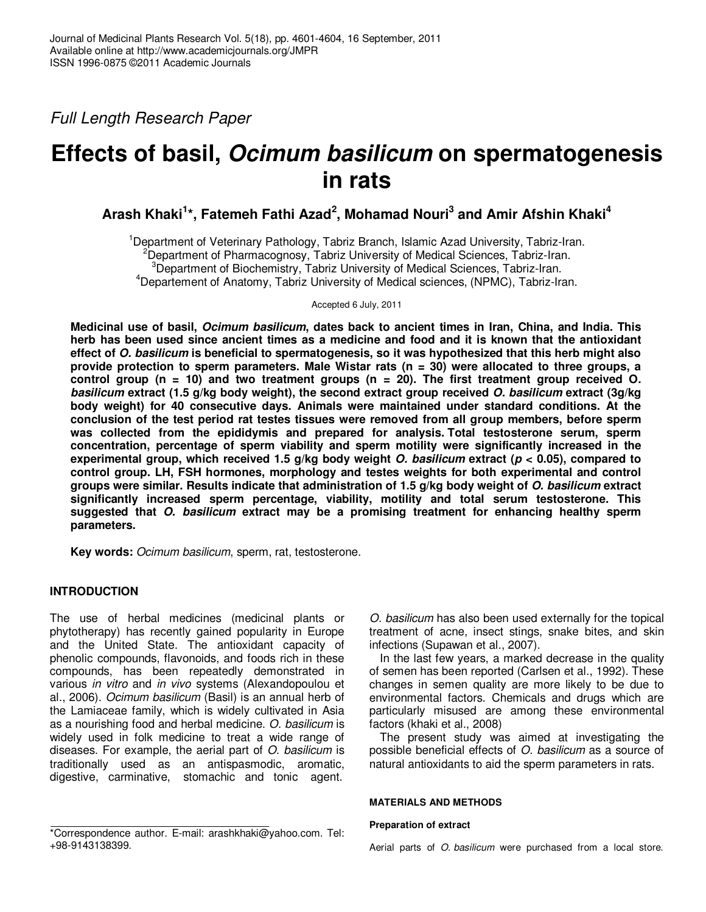Full Length Research Paper

# Effects of basil, *Ocimum basilicum* on spermatogenesis in rats

**Arash Khaki[1]\*, Fatemeh Fathi Azad[2], Mohamad Nouri[3] and Amir Afshin Khaki[4]**

[1]Department of Veterinary Pathology, Tabriz Branch, Islamic Azad University, Tabriz-Iran.
[2]Department of Pharmacognosy, Tabriz University of Medical Sciences, Tabriz-Iran.
[3]Department of Biochemistry, Tabriz University of Medical Sciences, Tabriz-Iran.
[4]Departement of Anatomy, Tabriz University of Medical sciences, (NPMC), Tabriz-Iran.

Accepted 6 July, 2011

**Medicinal use of basil, *Ocimum basilicum*, dates back to ancient times in Iran, China, and India. This herb has been used since ancient times as a medicine and food and it is known that the antioxidant effect of *O. basilicum* is beneficial to spermatogenesis, so it was hypothesized that this herb might also provide protection to sperm parameters. Male Wistar rats (n = 30) were allocated to three groups, a control group (n = 10) and two treatment groups (n = 20). The first treatment group received O. *basilicum* extract (1.5 g/kg body weight), the second extract group received *O. basilicum* extract (3g/kg body weight) for 40 consecutive days. Animals were maintained under standard conditions. At the conclusion of the test period rat testes tissues were removed from all group members, before sperm was collected from the epididymis and prepared for analysis. Total testosterone serum, sperm concentration, percentage of sperm viability and sperm motility were significantly increased in the experimental group, which received 1.5 g/kg body weight *O. basilicum* extract ($p < 0.05$), compared to control group. LH, FSH hormones, morphology and testes weights for both experimental and control groups were similar. Results indicate that administration of 1.5 g/kg body weight of *O. basilicum* extract significantly increased sperm percentage, viability, motility and total serum testosterone. This suggested that *O. basilicum* extract may be a promising treatment for enhancing healthy sperm parameters.**

**Key words:** *Ocimum basilicum*, sperm, rat, testosterone.

## INTRODUCTION

The use of herbal medicines (medicinal plants or phytotherapy) has recently gained popularity in Europe and the United State. The antioxidant capacity of phenolic compounds, flavonoids, and foods rich in these compounds, has been repeatedly demonstrated in various *in vitro* and *in vivo* systems (Alexandopoulou et al., 2006). *Ocimum basilicum* (Basil) is an annual herb of the Lamiaceae family, which is widely cultivated in Asia as a nourishing food and herbal medicine. *O. basilicum* is widely used in folk medicine to treat a wide range of diseases. For example, the aerial part of *O. basilicum* is traditionally used as an antispasmodic, aromatic, digestive, carminative, stomachic and tonic agent. *O. basilicum* has also been used externally for the topical treatment of acne, insect stings, snake bites, and skin infections (Supawan et al., 2007).

In the last few years, a marked decrease in the quality of semen has been reported (Carlsen et al., 1992). These changes in semen quality are more likely to be due to environmental factors. Chemicals and drugs which are particularly misused are among these environmental factors (khaki et al., 2008)

The present study was aimed at investigating the possible beneficial effects of *O. basilicum* as a source of natural antioxidants to aid the sperm parameters in rats.

## MATERIALS AND METHODS

### Preparation of extract

Aerial parts of *O. basilicum* were purchased from a local store.

\*Correspondence author. E-mail: arashkhaki@yahoo.com. Tel: +98-9143138399.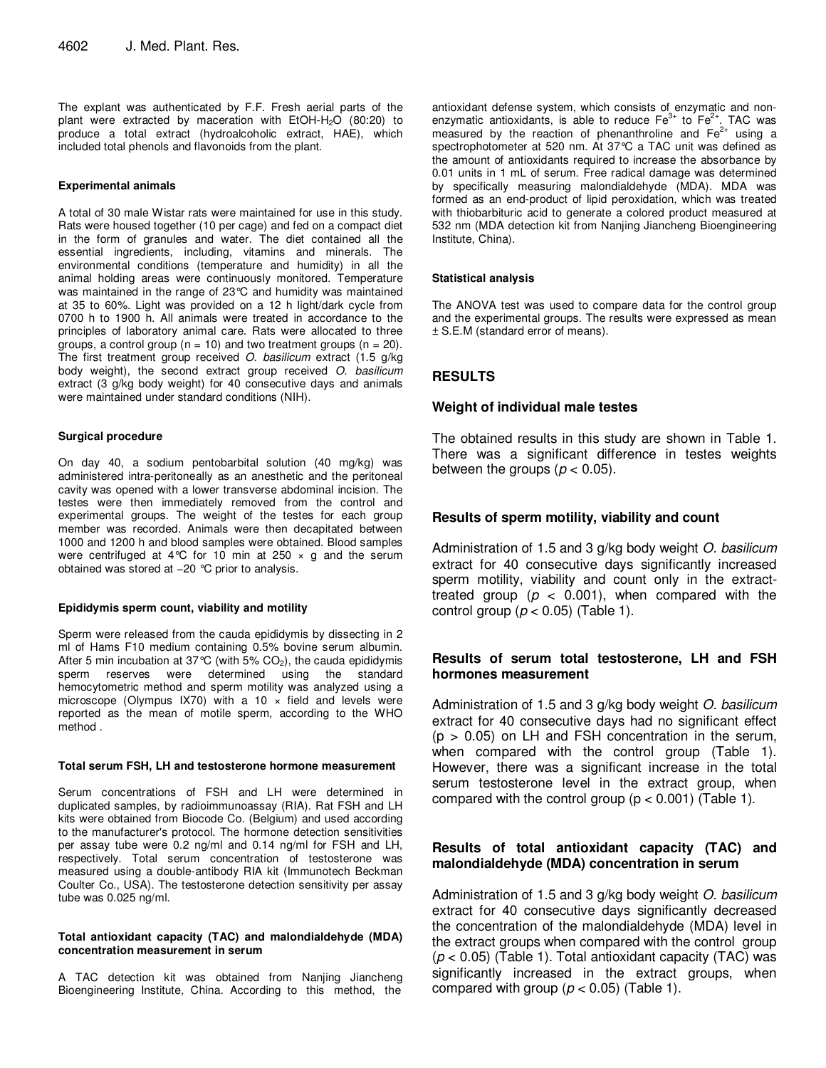The explant was authenticated by F.F. Fresh aerial parts of the plant were extracted by maceration with EtOH-$H_2O$ (80:20) to produce a total extract (hydroalcoholic extract, HAE), which included total phenols and flavonoids from the plant.

#### Experimental animals

A total of 30 male Wistar rats were maintained for use in this study. Rats were housed together (10 per cage) and fed on a compact diet in the form of granules and water. The diet contained all the essential ingredients, including, vitamins and minerals. The environmental conditions (temperature and humidity) in all the animal holding areas were continuously monitored. Temperature was maintained in the range of 23°C and humidity was maintained at 35 to 60%. Light was provided on a 12 h light/dark cycle from 0700 h to 1900 h. All animals were treated in accordance to the principles of laboratory animal care. Rats were allocated to three groups, a control group (n = 10) and two treatment groups (n = 20). The first treatment group received *O. basilicum* extract (1.5 g/kg body weight), the second extract group received *O. basilicum* extract (3 g/kg body weight) for 40 consecutive days and animals were maintained under standard conditions (NIH).

#### Surgical procedure

On day 40, a sodium pentobarbital solution (40 mg/kg) was administered intra-peritoneally as an anesthetic and the peritoneal cavity was opened with a lower transverse abdominal incision. The testes were then immediately removed from the control and experimental groups. The weight of the testes for each group member was recorded. Animals were then decapitated between 1000 and 1200 h and blood samples were obtained. Blood samples were centrifuged at 4°C for 10 min at 250 × g and the serum obtained was stored at −20 °C prior to analysis.

#### Epididymis sperm count, viability and motility

Sperm were released from the cauda epididymis by dissecting in 2 ml of Hams F10 medium containing 0.5% bovine serum albumin. After 5 min incubation at 37°C (with 5% $CO_2$), the cauda epididymis sperm reserves were determined using the standard hemocytometric method and sperm motility was analyzed using a microscope (Olympus IX70) with a 10 × field and levels were reported as the mean of motile sperm, according to the WHO method .

#### Total serum FSH, LH and testosterone hormone measurement

Serum concentrations of FSH and LH were determined in duplicated samples, by radioimmunoassay (RIA). Rat FSH and LH kits were obtained from Biocode Co. (Belgium) and used according to the manufacturer's protocol. The hormone detection sensitivities per assay tube were 0.2 ng/ml and 0.14 ng/ml for FSH and LH, respectively. Total serum concentration of testosterone was measured using a double-antibody RIA kit (Immunotech Beckman Coulter Co., USA). The testosterone detection sensitivity per assay tube was 0.025 ng/ml.

#### Total antioxidant capacity (TAC) and malondialdehyde (MDA) concentration measurement in serum

A TAC detection kit was obtained from Nanjing Jiancheng Bioengineering Institute, China. According to this method, the antioxidant defense system, which consists of enzymatic and non-enzymatic antioxidants, is able to reduce $Fe^{3+}$ to $Fe^{2+}$. TAC was measured by the reaction of phenanthroline and $Fe^{2+}$ using a spectrophotometer at 520 nm. At 37°C a TAC unit was defined as the amount of antioxidants required to increase the absorbance by 0.01 units in 1 mL of serum. Free radical damage was determined by specifically measuring malondialdehyde (MDA). MDA was formed as an end-product of lipid peroxidation, which was treated with thiobarbituric acid to generate a colored product measured at 532 nm (MDA detection kit from Nanjing Jiancheng Bioengineering Institute, China).

#### Statistical analysis

The ANOVA test was used to compare data for the control group and the experimental groups. The results were expressed as mean ± S.E.M (standard error of means).

## RESULTS

### Weight of individual male testes

The obtained results in this study are shown in Table 1. There was a significant difference in testes weights between the groups ($p < 0.05$).

### Results of sperm motility, viability and count

Administration of 1.5 and 3 g/kg body weight *O. basilicum* extract for 40 consecutive days significantly increased sperm motility, viability and count only in the extract-treated group ($p < 0.001$), when compared with the control group ($p < 0.05$) (Table 1).

### Results of serum total testosterone, LH and FSH hormones measurement

Administration of 1.5 and 3 g/kg body weight *O. basilicum* extract for 40 consecutive days had no significant effect ($p > 0.05$) on LH and FSH concentration in the serum, when compared with the control group (Table 1). However, there was a significant increase in the total serum testosterone level in the extract group, when compared with the control group ($p < 0.001$) (Table 1).

### Results of total antioxidant capacity (TAC) and malondialdehyde (MDA) concentration in serum

Administration of 1.5 and 3 g/kg body weight *O. basilicum* extract for 40 consecutive days significantly decreased the concentration of the malondialdehyde (MDA) level in the extract groups when compared with the control group ($p < 0.05$) (Table 1). Total antioxidant capacity (TAC) was significantly increased in the extract groups, when compared with group ($p < 0.05$) (Table 1).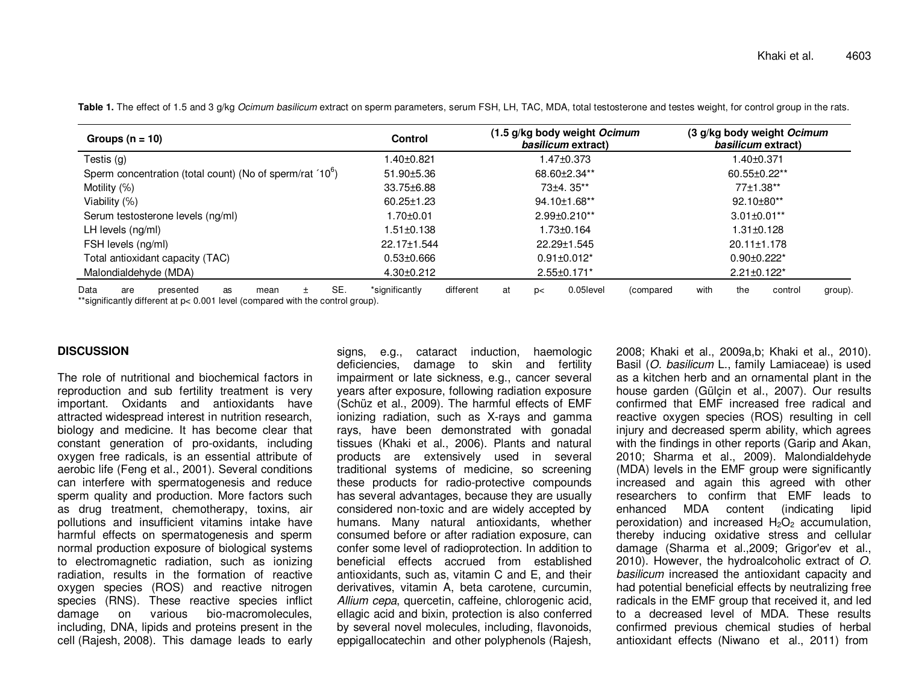**Table 1.** The effect of 1.5 and 3 g/kg *Ocimum basilicum* extract on sperm parameters, serum FSH, LH, TAC, MDA, total testosterone and testes weight, for control group in the rats.

| Groups (n = 10) | Control | (1.5 g/kg body weight *Ocimum basilicum* extract) | (3 g/kg body weight *Ocimum basilicum* extract) |
|---|---|---|---|
| Testis (g) | 1.40±0.821 | 1.47±0.373 | 1.40±0.371 |
| Sperm concentration (total count) (No of sperm/rat ´$10^6$) | 51.90±5.36 | 68.60±2.34** | 60.55±0.22** |
| Motility (%) | 33.75±6.88 | 73±4. 35** | 77±1.38** |
| Viability (%) | 60.25±1.23 | 94.10±1.68** | 92.10±80** |
| Serum testosterone levels (ng/ml) | 1.70±0.01 | 2.99±0.210** | 3.01±0.01** |
| LH levels (ng/ml) | 1.51±0.138 | 1.73±0.164 | 1.31±0.128 |
| FSH levels (ng/ml) | 22.17±1.544 | 22.29±1.545 | 20.11±1.178 |
| Total antioxidant capacity (TAC) | 0.53±0.666 | 0.91±0.012* | 0.90±0.222* |
| Malondialdehyde (MDA) | 4.30±0.212 | 2.55±0.171* | 2.21±0.122* |

Data are presented as mean ± SE. *significantly different at p< 0.05level (compared with the control group). **significantly different at p< 0.001 level (compared with the control group).

## DISCUSSION

The role of nutritional and biochemical factors in reproduction and sub fertility treatment is very important. Oxidants and antioxidants have attracted widespread interest in nutrition research, biology and medicine. It has become clear that constant generation of pro-oxidants, including oxygen free radicals, is an essential attribute of aerobic life (Feng et al., 2001). Several conditions can interfere with spermatogenesis and reduce sperm quality and production. More factors such as drug treatment, chemotherapy, toxins, air pollutions and insufficient vitamins intake have harmful effects on spermatogenesis and sperm normal production exposure of biological systems to electromagnetic radiation, such as ionizing radiation, results in the formation of reactive oxygen species (ROS) and reactive nitrogen species (RNS). These reactive species inflict damage on various bio-macromolecules, including, DNA, lipids and proteins present in the cell (Rajesh, 2008). This damage leads to early signs, e.g., cataract induction, haemologic deficiencies, damage to skin and fertility impairment or late sickness, e.g., cancer several years after exposure, following radiation exposure (Schüz et al., 2009). The harmful effects of EMF ionizing radiation, such as X-rays and gamma rays, have been demonstrated with gonadal tissues (Khaki et al., 2006). Plants and natural products are extensively used in several traditional systems of medicine, so screening these products for radio-protective compounds has several advantages, because they are usually considered non-toxic and are widely accepted by humans. Many natural antioxidants, whether consumed before or after radiation exposure, can confer some level of radioprotection. In addition to beneficial effects accrued from established antioxidants, such as, vitamin C and E, and their derivatives, vitamin A, beta carotene, curcumin, *Allium cepa*, quercetin, caffeine, chlorogenic acid, ellagic acid and bixin, protection is also conferred by several novel molecules, including, flavonoids, eppigallocatechin and other polyphenols (Rajesh, 2008; Khaki et al., 2009a,b; Khaki et al., 2010). Basil (*O. basilicum* L., family Lamiaceae) is used as a kitchen herb and an ornamental plant in the house garden (Gülçin et al., 2007). Our results confirmed that EMF increased free radical and reactive oxygen species (ROS) resulting in cell injury and decreased sperm ability, which agrees with the findings in other reports (Garip and Akan, 2010; Sharma et al., 2009). Malondialdehyde (MDA) levels in the EMF group were significantly increased and again this agreed with other researchers to confirm that EMF leads to enhanced MDA content (indicating lipid peroxidation) and increased $H_2O_2$ accumulation, thereby inducing oxidative stress and cellular damage (Sharma et al.,2009; Grigor'ev et al., 2010). However, the hydroalcoholic extract of *O. basilicum* increased the antioxidant capacity and had potential beneficial effects by neutralizing free radicals in the EMF group that received it, and led to a decreased level of MDA. These results confirmed previous chemical studies of herbal antioxidant effects (Niwano et al., 2011) from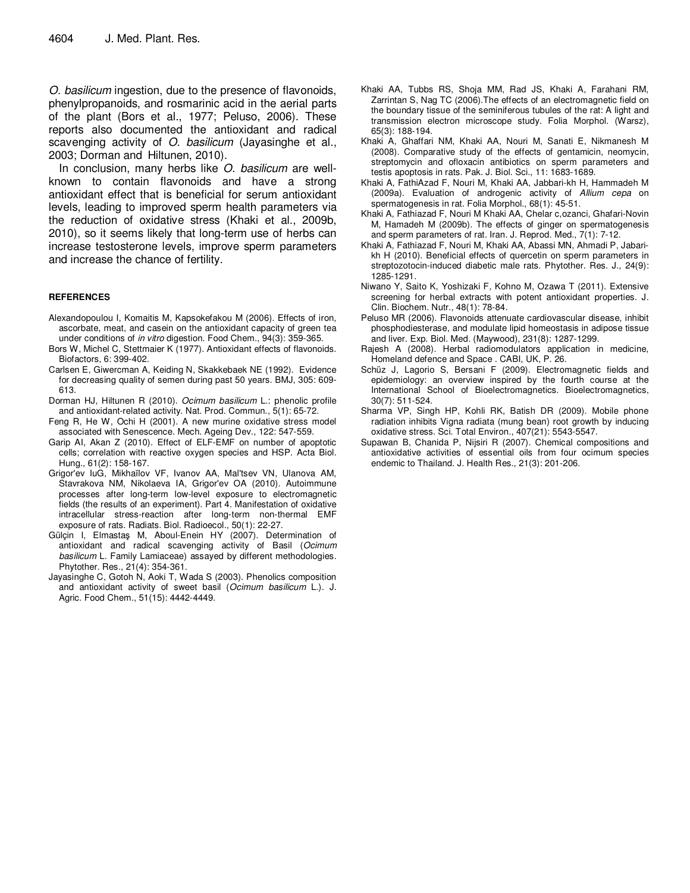*O. basilicum* ingestion, due to the presence of flavonoids, phenylpropanoids, and rosmarinic acid in the aerial parts of the plant (Bors et al., 1977; Peluso, 2006). These reports also documented the antioxidant and radical scavenging activity of *O. basilicum* (Jayasinghe et al., 2003; Dorman and Hiltunen, 2010).

In conclusion, many herbs like *O. basilicum* are well-known to contain flavonoids and have a strong antioxidant effect that is beneficial for serum antioxidant levels, leading to improved sperm health parameters via the reduction of oxidative stress (Khaki et al., 2009b, 2010), so it seems likely that long-term use of herbs can increase testosterone levels, improve sperm parameters and increase the chance of fertility.

## REFERENCES

Alexandopoulou I, Komaitis M, Kapsokefakou M (2006). Effects of iron, ascorbate, meat, and casein on the antioxidant capacity of green tea under conditions of *in vitro* digestion. Food Chem., 94(3): 359-365.

Bors W, Michel C, Stettmaier K (1977). Antioxidant effects of flavonoids. Biofactors, 6: 399-402.

Carlsen E, Giwercman A, Keiding N, Skakkebaek NE (1992). Evidence for decreasing quality of semen during past 50 years. BMJ, 305: 609-613.

Dorman HJ, Hiltunen R (2010). *Ocimum basilicum* L.: phenolic profile and antioxidant-related activity. Nat. Prod. Commun., 5(1): 65-72.

Feng R, He W, Ochi H (2001). A new murine oxidative stress model associated with Senescence. Mech. Ageing Dev., 122: 547-559.

Garip AI, Akan Z (2010). Effect of ELF-EMF on number of apoptotic cells; correlation with reactive oxygen species and HSP. Acta Biol. Hung., 61(2): 158-167.

Grigor'ev IuG, Mikhaïlov VF, Ivanov AA, Mal'tsev VN, Ulanova AM, Stavrakova NM, Nikolaeva IA, Grigor'ev OA (2010). Autoimmune processes after long-term low-level exposure to electromagnetic fields (the results of an experiment). Part 4. Manifestation of oxidative intracellular stress-reaction after long-term non-thermal EMF exposure of rats. Radiats. Biol. Radioecol., 50(1): 22-27.

Gülçin I, Elmastaş M, Aboul-Enein HY (2007). Determination of antioxidant and radical scavenging activity of Basil (*Ocimum basilicum* L. Family Lamiaceae) assayed by different methodologies. Phytother. Res., 21(4): 354-361.

Jayasinghe C, Gotoh N, Aoki T, Wada S (2003). Phenolics composition and antioxidant activity of sweet basil (*Ocimum basilicum* L.). J. Agric. Food Chem., 51(15): 4442-4449.

Khaki AA, Tubbs RS, Shoja MM, Rad JS, Khaki A, Farahani RM, Zarrintan S, Nag TC (2006).The effects of an electromagnetic field on the boundary tissue of the seminiferous tubules of the rat: A light and transmission electron microscope study. Folia Morphol. (Warsz), 65(3): 188-194.

Khaki A, Ghaffari NM, Khaki AA, Nouri M, Sanati E, Nikmanesh M (2008). Comparative study of the effects of gentamicin, neomycin, streptomycin and ofloxacin antibiotics on sperm parameters and testis apoptosis in rats. Pak. J. Biol. Sci., 11: 1683-1689.

Khaki A, FathiAzad F, Nouri M, Khaki AA, Jabbari-kh H, Hammadeh M (2009a). Evaluation of androgenic activity of *Allium cepa* on spermatogenesis in rat. Folia Morphol., 68(1): 45-51.

Khaki A, Fathiazad F, Nouri M Khaki AA, Chelar c,ozanci, Ghafari-Novin M, Hamadeh M (2009b). The effects of ginger on spermatogenesis and sperm parameters of rat. Iran. J. Reprod. Med., 7(1): 7-12.

Khaki A, Fathiazad F, Nouri M, Khaki AA, Abassi MN, Ahmadi P, Jabari-kh H (2010). Beneficial effects of quercetin on sperm parameters in streptozotocin-induced diabetic male rats. Phytother. Res. J., 24(9): 1285-1291.

Niwano Y, Saito K, Yoshizaki F, Kohno M, Ozawa T (2011). Extensive screening for herbal extracts with potent antioxidant properties. J. Clin. Biochem. Nutr., 48(1): 78-84.

Peluso MR (2006). Flavonoids attenuate cardiovascular disease, inhibit phosphodiesterase, and modulate lipid homeostasis in adipose tissue and liver. Exp. Biol. Med. (Maywood), 231(8): 1287-1299.

Rajesh A (2008). Herbal radiomodulators application in medicine, Homeland defence and Space . CABI, UK, P. 26.

Schüz J, Lagorio S, Bersani F (2009). Electromagnetic fields and epidemiology: an overview inspired by the fourth course at the International School of Bioelectromagnetics. Bioelectromagnetics, 30(7): 511-524.

Sharma VP, Singh HP, Kohli RK, Batish DR (2009). Mobile phone radiation inhibits Vigna radiata (mung bean) root growth by inducing oxidative stress. Sci. Total Environ., 407(21): 5543-5547.

Supawan B, Chanida P, Nijsiri R (2007). Chemical compositions and antioxidative activities of essential oils from four ocimum species endemic to Thailand. J. Health Res., 21(3): 201-206.